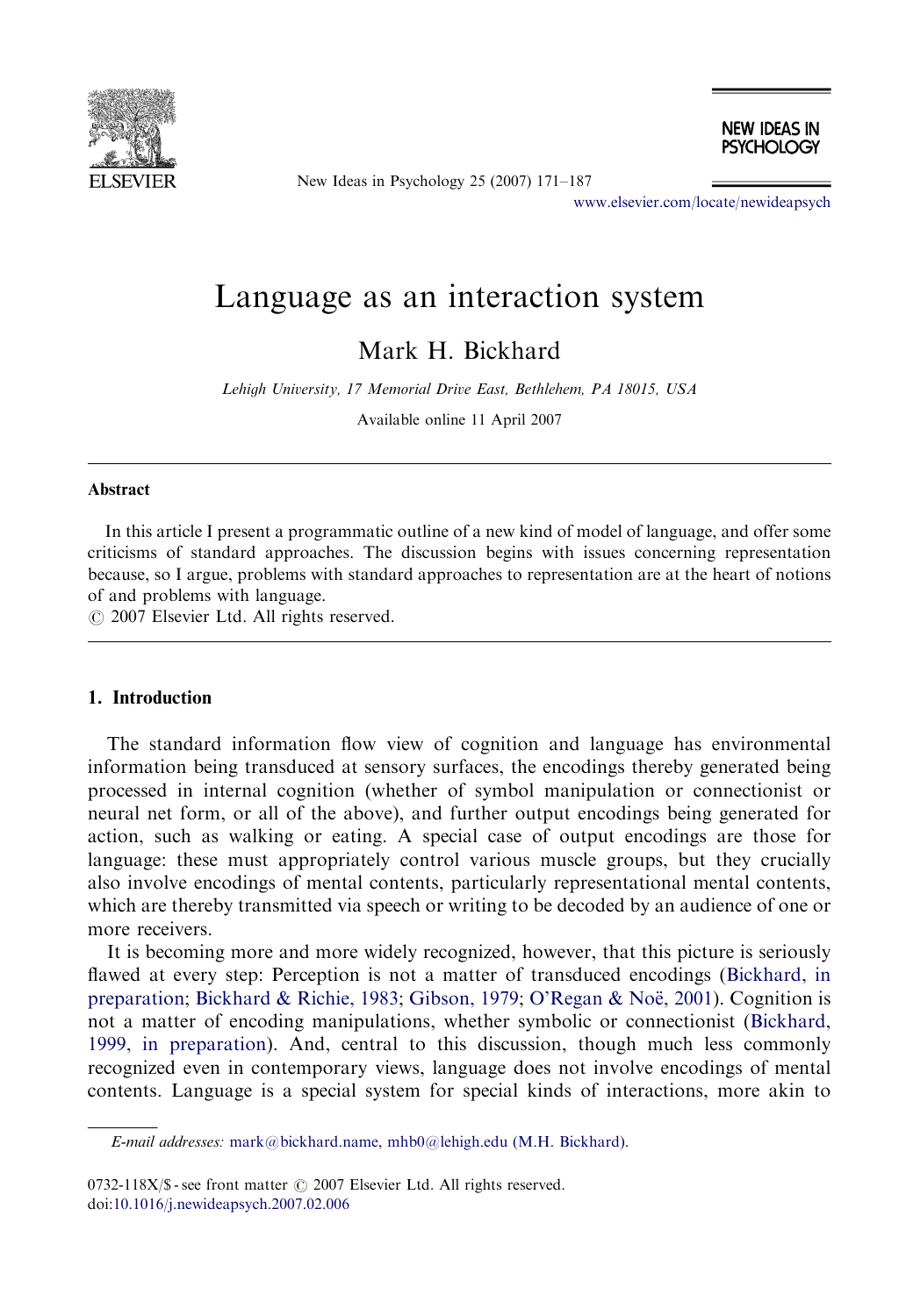# Language as an interaction system

Mark H. Bickhard

*Lehigh University, 17 Memorial Drive East, Bethlehem, PA 18015, USA*

Available online 11 April 2007

## Abstract

In this article I present a programmatic outline of a new kind of model of language, and offer some criticisms of standard approaches. The discussion begins with issues concerning representation because, so I argue, problems with standard approaches to representation are at the heart of notions of and problems with language.

© 2007 Elsevier Ltd. All rights reserved.

## 1. Introduction

The standard information flow view of cognition and language has environmental information being transduced at sensory surfaces, the encodings thereby generated being processed in internal cognition (whether of symbol manipulation or connectionist or neural net form, or all of the above), and further output encodings being generated for action, such as walking or eating. A special case of output encodings are those for language: these must appropriately control various muscle groups, but they crucially also involve encodings of mental contents, particularly representational mental contents, which are thereby transmitted via speech or writing to be decoded by an audience of one or more receivers.

It is becoming more and more widely recognized, however, that this picture is seriously flawed at every step: Perception is not a matter of transduced encodings (Bickhard, in preparation; Bickhard & Richie, 1983; Gibson, 1979; O'Regan & Noë, 2001). Cognition is not a matter of encoding manipulations, whether symbolic or connectionist (Bickhard, 1999, in preparation). And, central to this discussion, though much less commonly recognized even in contemporary views, language does not involve encodings of mental contents. Language is a special system for special kinds of interactions, more akin to

---

*E-mail addresses:* mark@bickhard.name, mhb0@lehigh.edu (M.H. Bickhard).

0732-118X/$ - see front matter © 2007 Elsevier Ltd. All rights reserved.
doi:10.1016/j.newideapsych.2007.02.006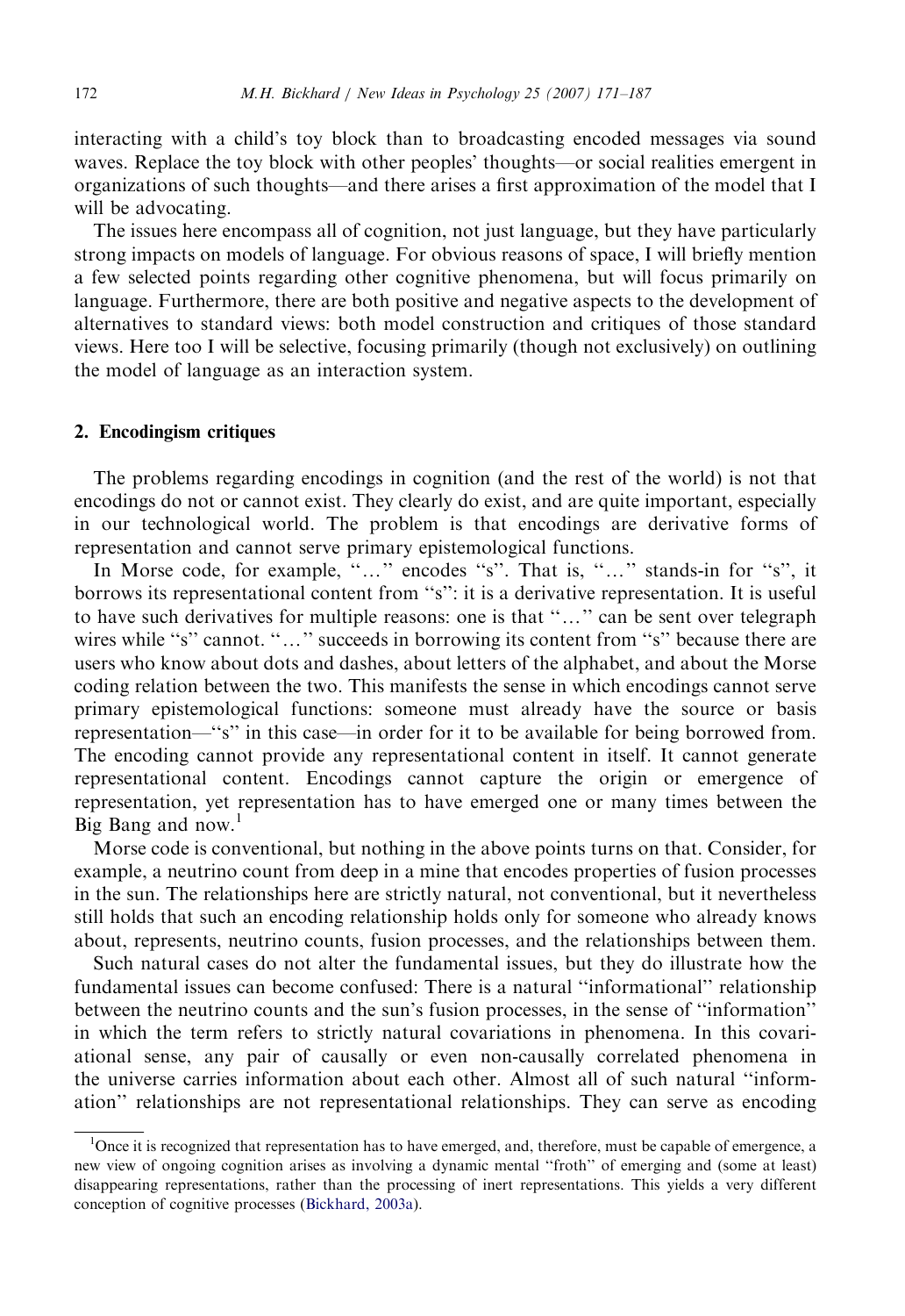interacting with a child's toy block than to broadcasting encoded messages via sound waves. Replace the toy block with other peoples' thoughts—or social realities emergent in organizations of such thoughts—and there arises a first approximation of the model that I will be advocating.

The issues here encompass all of cognition, not just language, but they have particularly strong impacts on models of language. For obvious reasons of space, I will briefly mention a few selected points regarding other cognitive phenomena, but will focus primarily on language. Furthermore, there are both positive and negative aspects to the development of alternatives to standard views: both model construction and critiques of those standard views. Here too I will be selective, focusing primarily (though not exclusively) on outlining the model of language as an interaction system.

## 2. Encodingism critiques

The problems regarding encodings in cognition (and the rest of the world) is not that encodings do not or cannot exist. They clearly do exist, and are quite important, especially in our technological world. The problem is that encodings are derivative forms of representation and cannot serve primary epistemological functions.

In Morse code, for example, "…" encodes "s". That is, "…" stands-in for "s", it borrows its representational content from "s": it is a derivative representation. It is useful to have such derivatives for multiple reasons: one is that "…" can be sent over telegraph wires while "s" cannot. "…" succeeds in borrowing its content from "s" because there are users who know about dots and dashes, about letters of the alphabet, and about the Morse coding relation between the two. This manifests the sense in which encodings cannot serve primary epistemological functions: someone must already have the source or basis representation—"s" in this case—in order for it to be available for being borrowed from. The encoding cannot provide any representational content in itself. It cannot generate representational content. Encodings cannot capture the origin or emergence of representation, yet representation has to have emerged one or many times between the Big Bang and now.[1]

Morse code is conventional, but nothing in the above points turns on that. Consider, for example, a neutrino count from deep in a mine that encodes properties of fusion processes in the sun. The relationships here are strictly natural, not conventional, but it nevertheless still holds that such an encoding relationship holds only for someone who already knows about, represents, neutrino counts, fusion processes, and the relationships between them.

Such natural cases do not alter the fundamental issues, but they do illustrate how the fundamental issues can become confused: There is a natural "informational" relationship between the neutrino counts and the sun's fusion processes, in the sense of "information" in which the term refers to strictly natural covariations in phenomena. In this covariational sense, any pair of causally or even non-causally correlated phenomena in the universe carries information about each other. Almost all of such natural "information" relationships are not representational relationships. They can serve as encoding

[1] Once it is recognized that representation has to have emerged, and, therefore, must be capable of emergence, a new view of ongoing cognition arises as involving a dynamic mental "froth" of emerging and (some at least) disappearing representations, rather than the processing of inert representations. This yields a very different conception of cognitive processes (Bickhard, 2003a).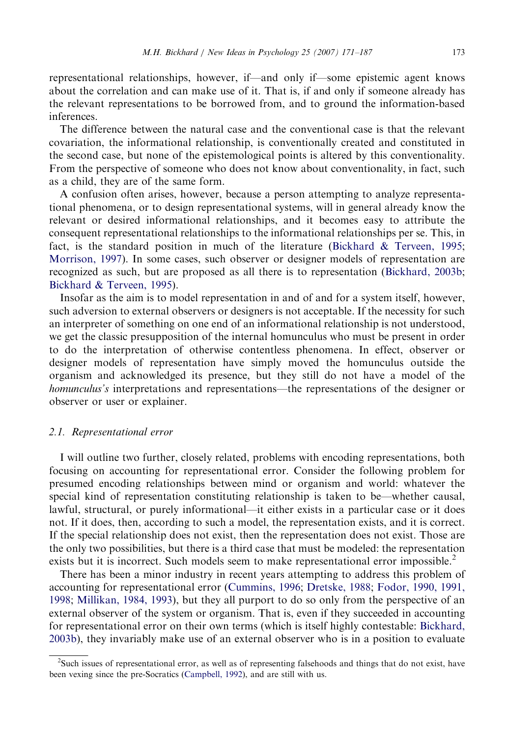representational relationships, however, if—and only if—some epistemic agent knows about the correlation and can make use of it. That is, if and only if someone already has the relevant representations to be borrowed from, and to ground the information-based inferences.

The difference between the natural case and the conventional case is that the relevant covariation, the informational relationship, is conventionally created and constituted in the second case, but none of the epistemological points is altered by this conventionality. From the perspective of someone who does not know about conventionality, in fact, such as a child, they are of the same form.

A confusion often arises, however, because a person attempting to analyze representational phenomena, or to design representational systems, will in general already know the relevant or desired informational relationships, and it becomes easy to attribute the consequent representational relationships to the informational relationships per se. This, in fact, is the standard position in much of the literature (Bickhard & Terveen, 1995; Morrison, 1997). In some cases, such observer or designer models of representation are recognized as such, but are proposed as all there is to representation (Bickhard, 2003b; Bickhard & Terveen, 1995).

Insofar as the aim is to model representation in and of and for a system itself, however, such adversion to external observers or designers is not acceptable. If the necessity for such an interpreter of something on one end of an informational relationship is not understood, we get the classic presupposition of the internal homunculus who must be present in order to do the interpretation of otherwise contentless phenomena. In effect, observer or designer models of representation have simply moved the homunculus outside the organism and acknowledged its presence, but they still do not have a model of the *homunculus's* interpretations and representations—the representations of the designer or observer or user or explainer.

### 2.1. Representational error

I will outline two further, closely related, problems with encoding representations, both focusing on accounting for representational error. Consider the following problem for presumed encoding relationships between mind or organism and world: whatever the special kind of representation constituting relationship is taken to be—whether causal, lawful, structural, or purely informational—it either exists in a particular case or it does not. If it does, then, according to such a model, the representation exists, and it is correct. If the special relationship does not exist, then the representation does not exist. Those are the only two possibilities, but there is a third case that must be modeled: the representation exists but it is incorrect. Such models seem to make representational error impossible.[2]

There has been a minor industry in recent years attempting to address this problem of accounting for representational error (Cummins, 1996; Dretske, 1988; Fodor, 1990, 1991, 1998; Millikan, 1984, 1993), but they all purport to do so only from the perspective of an external observer of the system or organism. That is, even if they succeeded in accounting for representational error on their own terms (which is itself highly contestable: Bickhard, 2003b), they invariably make use of an external observer who is in a position to evaluate

[2] Such issues of representational error, as well as of representing falsehoods and things that do not exist, have been vexing since the pre-Socratics (Campbell, 1992), and are still with us.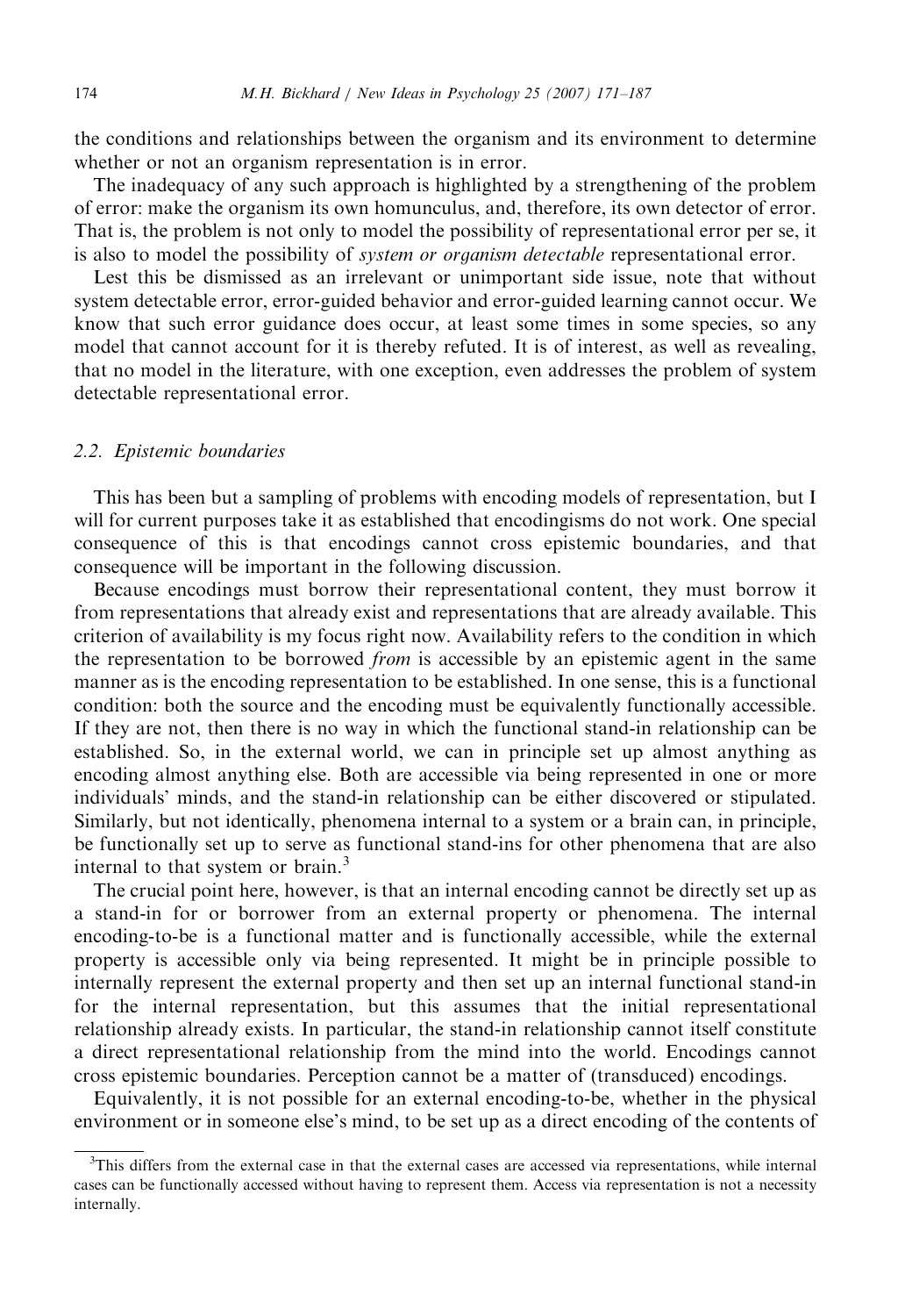the conditions and relationships between the organism and its environment to determine whether or not an organism representation is in error.

The inadequacy of any such approach is highlighted by a strengthening of the problem of error: make the organism its own homunculus, and, therefore, its own detector of error. That is, the problem is not only to model the possibility of representational error per se, it is also to model the possibility of *system or organism detectable* representational error.

Lest this be dismissed as an irrelevant or unimportant side issue, note that without system detectable error, error-guided behavior and error-guided learning cannot occur. We know that such error guidance does occur, at least some times in some species, so any model that cannot account for it is thereby refuted. It is of interest, as well as revealing, that no model in the literature, with one exception, even addresses the problem of system detectable representational error.

### 2.2. Epistemic boundaries

This has been but a sampling of problems with encoding models of representation, but I will for current purposes take it as established that encodingisms do not work. One special consequence of this is that encodings cannot cross epistemic boundaries, and that consequence will be important in the following discussion.

Because encodings must borrow their representational content, they must borrow it from representations that already exist and representations that are already available. This criterion of availability is my focus right now. Availability refers to the condition in which the representation to be borrowed *from* is accessible by an epistemic agent in the same manner as is the encoding representation to be established. In one sense, this is a functional condition: both the source and the encoding must be equivalently functionally accessible. If they are not, then there is no way in which the functional stand-in relationship can be established. So, in the external world, we can in principle set up almost anything as encoding almost anything else. Both are accessible via being represented in one or more individuals' minds, and the stand-in relationship can be either discovered or stipulated. Similarly, but not identically, phenomena internal to a system or a brain can, in principle, be functionally set up to serve as functional stand-ins for other phenomena that are also internal to that system or brain.[3]

The crucial point here, however, is that an internal encoding cannot be directly set up as a stand-in for or borrower from an external property or phenomena. The internal encoding-to-be is a functional matter and is functionally accessible, while the external property is accessible only via being represented. It might be in principle possible to internally represent the external property and then set up an internal functional stand-in for the internal representation, but this assumes that the initial representational relationship already exists. In particular, the stand-in relationship cannot itself constitute a direct representational relationship from the mind into the world. Encodings cannot cross epistemic boundaries. Perception cannot be a matter of (transduced) encodings.

Equivalently, it is not possible for an external encoding-to-be, whether in the physical environment or in someone else's mind, to be set up as a direct encoding of the contents of

[3]This differs from the external case in that the external cases are accessed via representations, while internal cases can be functionally accessed without having to represent them. Access via representation is not a necessity internally.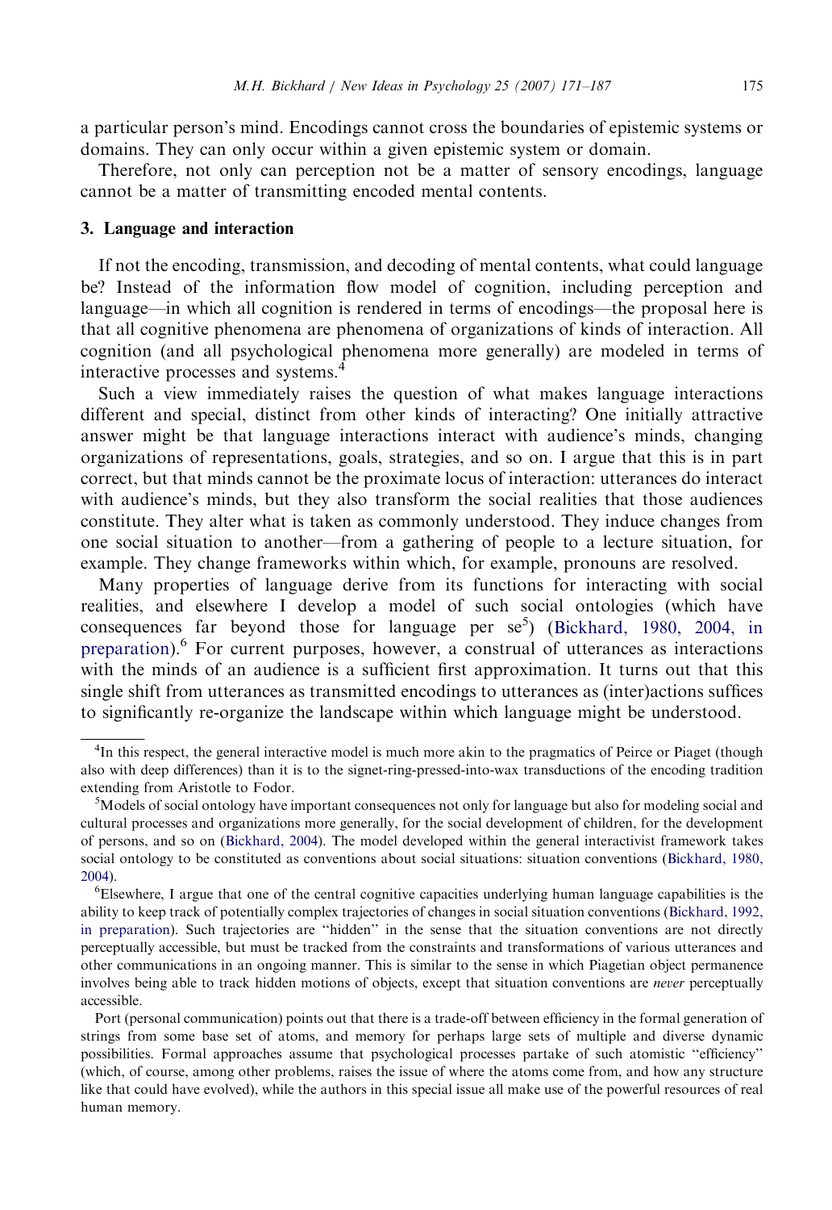a particular person's mind. Encodings cannot cross the boundaries of epistemic systems or domains. They can only occur within a given epistemic system or domain.

Therefore, not only can perception not be a matter of sensory encodings, language cannot be a matter of transmitting encoded mental contents.

## 3. Language and interaction

If not the encoding, transmission, and decoding of mental contents, what could language be? Instead of the information flow model of cognition, including perception and language—in which all cognition is rendered in terms of encodings—the proposal here is that all cognitive phenomena are phenomena of organizations of kinds of interaction. All cognition (and all psychological phenomena more generally) are modeled in terms of interactive processes and systems.[4]

Such a view immediately raises the question of what makes language interactions different and special, distinct from other kinds of interacting? One initially attractive answer might be that language interactions interact with audience's minds, changing organizations of representations, goals, strategies, and so on. I argue that this is in part correct, but that minds cannot be the proximate locus of interaction: utterances do interact with audience's minds, but they also transform the social realities that those audiences constitute. They alter what is taken as commonly understood. They induce changes from one social situation to another—from a gathering of people to a lecture situation, for example. They change frameworks within which, for example, pronouns are resolved.

Many properties of language derive from its functions for interacting with social realities, and elsewhere I develop a model of such social ontologies (which have consequences far beyond those for language per se[5]) (Bickhard, 1980, 2004, in preparation).[6] For current purposes, however, a construal of utterances as interactions with the minds of an audience is a sufficient first approximation. It turns out that this single shift from utterances as transmitted encodings to utterances as (inter)actions suffices to significantly re-organize the landscape within which language might be understood.

---

[4] In this respect, the general interactive model is much more akin to the pragmatics of Peirce or Piaget (though also with deep differences) than it is to the signet-ring-pressed-into-wax transductions of the encoding tradition extending from Aristotle to Fodor.

[5] Models of social ontology have important consequences not only for language but also for modeling social and cultural processes and organizations more generally, for the social development of children, for the development of persons, and so on (Bickhard, 2004). The model developed within the general interactivist framework takes social ontology to be constituted as conventions about social situations: situation conventions (Bickhard, 1980, 2004).

[6] Elsewhere, I argue that one of the central cognitive capacities underlying human language capabilities is the ability to keep track of potentially complex trajectories of changes in social situation conventions (Bickhard, 1992, in preparation). Such trajectories are "hidden" in the sense that the situation conventions are not directly perceptually accessible, but must be tracked from the constraints and transformations of various utterances and other communications in an ongoing manner. This is similar to the sense in which Piagetian object permanence involves being able to track hidden motions of objects, except that situation conventions are *never* perceptually accessible.

Port (personal communication) points out that there is a trade-off between efficiency in the formal generation of strings from some base set of atoms, and memory for perhaps large sets of multiple and diverse dynamic possibilities. Formal approaches assume that psychological processes partake of such atomistic "efficiency" (which, of course, among other problems, raises the issue of where the atoms come from, and how any structure like that could have evolved), while the authors in this special issue all make use of the powerful resources of real human memory.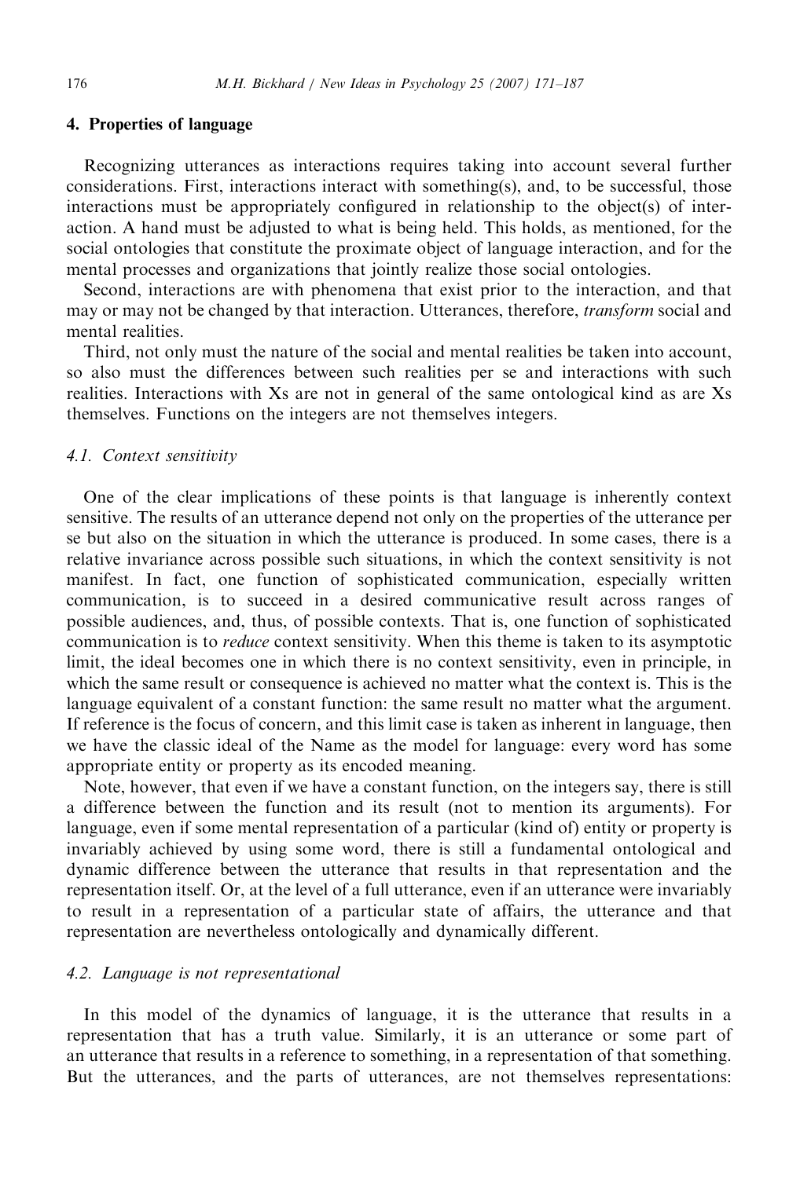## 4. Properties of language

Recognizing utterances as interactions requires taking into account several further considerations. First, interactions interact with something(s), and, to be successful, those interactions must be appropriately configured in relationship to the object(s) of interaction. A hand must be adjusted to what is being held. This holds, as mentioned, for the social ontologies that constitute the proximate object of language interaction, and for the mental processes and organizations that jointly realize those social ontologies.

Second, interactions are with phenomena that exist prior to the interaction, and that may or may not be changed by that interaction. Utterances, therefore, *transform* social and mental realities.

Third, not only must the nature of the social and mental realities be taken into account, so also must the differences between such realities per se and interactions with such realities. Interactions with Xs are not in general of the same ontological kind as are Xs themselves. Functions on the integers are not themselves integers.

### 4.1. Context sensitivity

One of the clear implications of these points is that language is inherently context sensitive. The results of an utterance depend not only on the properties of the utterance per se but also on the situation in which the utterance is produced. In some cases, there is a relative invariance across possible such situations, in which the context sensitivity is not manifest. In fact, one function of sophisticated communication, especially written communication, is to succeed in a desired communicative result across ranges of possible audiences, and, thus, of possible contexts. That is, one function of sophisticated communication is to *reduce* context sensitivity. When this theme is taken to its asymptotic limit, the ideal becomes one in which there is no context sensitivity, even in principle, in which the same result or consequence is achieved no matter what the context is. This is the language equivalent of a constant function: the same result no matter what the argument. If reference is the focus of concern, and this limit case is taken as inherent in language, then we have the classic ideal of the Name as the model for language: every word has some appropriate entity or property as its encoded meaning.

Note, however, that even if we have a constant function, on the integers say, there is still a difference between the function and its result (not to mention its arguments). For language, even if some mental representation of a particular (kind of) entity or property is invariably achieved by using some word, there is still a fundamental ontological and dynamic difference between the utterance that results in that representation and the representation itself. Or, at the level of a full utterance, even if an utterance were invariably to result in a representation of a particular state of affairs, the utterance and that representation are nevertheless ontologically and dynamically different.

### 4.2. Language is not representational

In this model of the dynamics of language, it is the utterance that results in a representation that has a truth value. Similarly, it is an utterance or some part of an utterance that results in a reference to something, in a representation of that something. But the utterances, and the parts of utterances, are not themselves representations: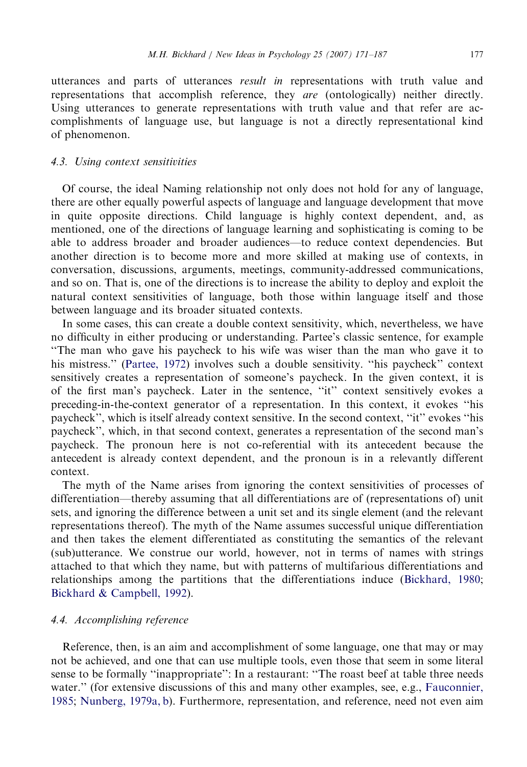utterances and parts of utterances *result in* representations with truth value and representations that accomplish reference, they *are* (ontologically) neither directly. Using utterances to generate representations with truth value and that refer are accomplishments of language use, but language is not a directly representational kind of phenomenon.

### 4.3. Using context sensitivities

Of course, the ideal Naming relationship not only does not hold for any of language, there are other equally powerful aspects of language and language development that move in quite opposite directions. Child language is highly context dependent, and, as mentioned, one of the directions of language learning and sophisticating is coming to be able to address broader and broader audiences—to reduce context dependencies. But another direction is to become more and more skilled at making use of contexts, in conversation, discussions, arguments, meetings, community-addressed communications, and so on. That is, one of the directions is to increase the ability to deploy and exploit the natural context sensitivities of language, both those within language itself and those between language and its broader situated contexts.

In some cases, this can create a double context sensitivity, which, nevertheless, we have no difficulty in either producing or understanding. Partee's classic sentence, for example "The man who gave his paycheck to his wife was wiser than the man who gave it to his mistress." (Partee, 1972) involves such a double sensitivity. "his paycheck" context sensitively creates a representation of someone's paycheck. In the given context, it is of the first man's paycheck. Later in the sentence, "it" context sensitively evokes a preceding-in-the-context generator of a representation. In this context, it evokes "his paycheck", which is itself already context sensitive. In the second context, "it" evokes "his paycheck", which, in that second context, generates a representation of the second man's paycheck. The pronoun here is not co-referential with its antecedent because the antecedent is already context dependent, and the pronoun is in a relevantly different context.

The myth of the Name arises from ignoring the context sensitivities of processes of differentiation—thereby assuming that all differentiations are of (representations of) unit sets, and ignoring the difference between a unit set and its single element (and the relevant representations thereof). The myth of the Name assumes successful unique differentiation and then takes the element differentiated as constituting the semantics of the relevant (sub)utterance. We construe our world, however, not in terms of names with strings attached to that which they name, but with patterns of multifarious differentiations and relationships among the partitions that the differentiations induce (Bickhard, 1980; Bickhard & Campbell, 1992).

### 4.4. Accomplishing reference

Reference, then, is an aim and accomplishment of some language, one that may or may not be achieved, and one that can use multiple tools, even those that seem in some literal sense to be formally "inappropriate": In a restaurant: "The roast beef at table three needs water." (for extensive discussions of this and many other examples, see, e.g., Fauconnier, 1985; Nunberg, 1979a, b). Furthermore, representation, and reference, need not even aim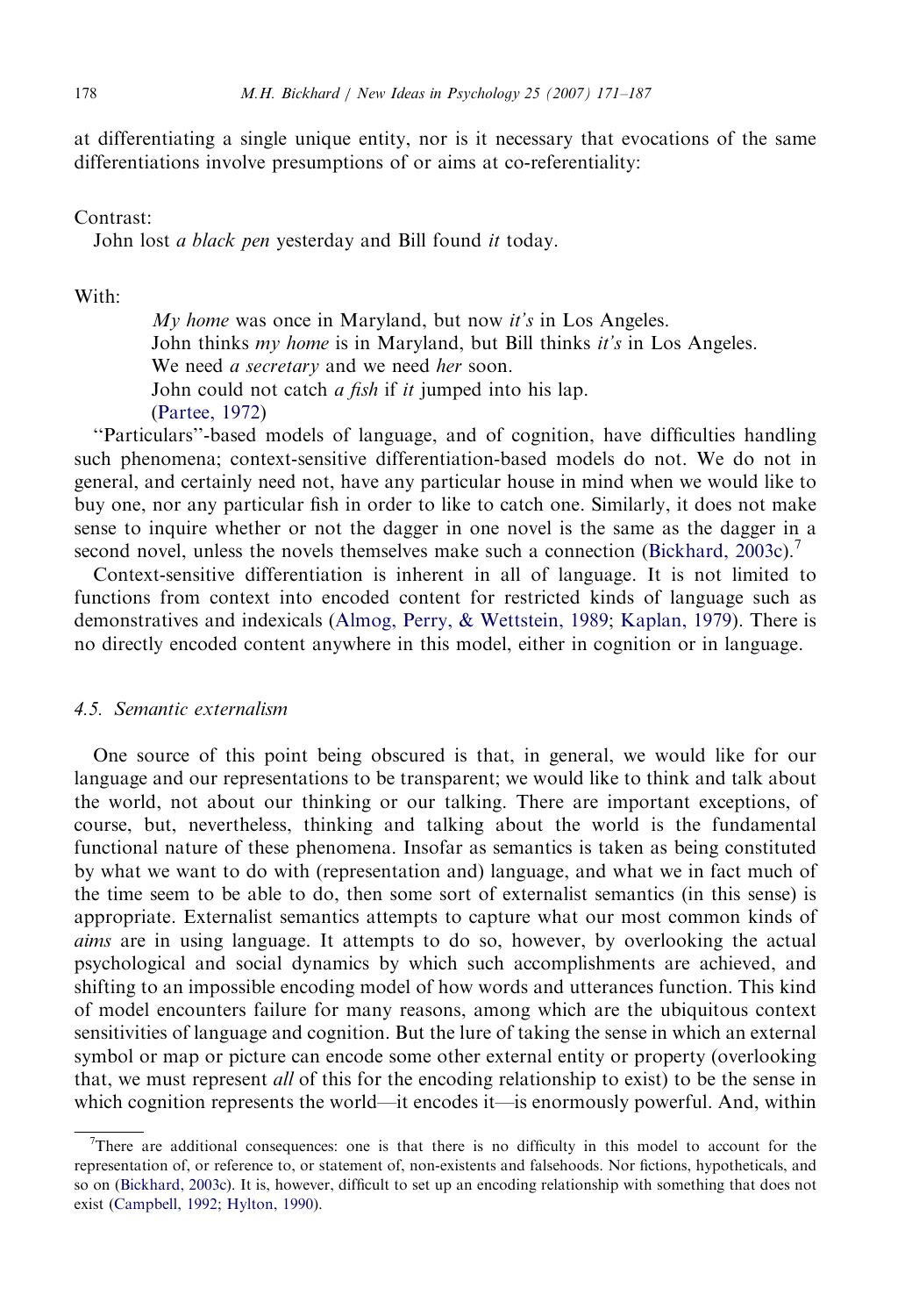at differentiating a single unique entity, nor is it necessary that evocations of the same differentiations involve presumptions of or aims at co-referentiality:

Contrast:
John lost *a black pen* yesterday and Bill found *it* today.

With:

*My home* was once in Maryland, but now *it's* in Los Angeles.
John thinks *my home* is in Maryland, but Bill thinks *it's* in Los Angeles.
We need *a secretary* and we need *her* soon.
John could not catch *a fish* if *it* jumped into his lap.
(Partee, 1972)

"Particulars"-based models of language, and of cognition, have difficulties handling such phenomena; context-sensitive differentiation-based models do not. We do not in general, and certainly need not, have any particular house in mind when we would like to buy one, nor any particular fish in order to like to catch one. Similarly, it does not make sense to inquire whether or not the dagger in one novel is the same as the dagger in a second novel, unless the novels themselves make such a connection (Bickhard, 2003c).[7]

Context-sensitive differentiation is inherent in all of language. It is not limited to functions from context into encoded content for restricted kinds of language such as demonstratives and indexicals (Almog, Perry, & Wettstein, 1989; Kaplan, 1979). There is no directly encoded content anywhere in this model, either in cognition or in language.

### 4.5. Semantic externalism

One source of this point being obscured is that, in general, we would like for our language and our representations to be transparent; we would like to think and talk about the world, not about our thinking or our talking. There are important exceptions, of course, but, nevertheless, thinking and talking about the world is the fundamental functional nature of these phenomena. Insofar as semantics is taken as being constituted by what we want to do with (representation and) language, and what we in fact much of the time seem to be able to do, then some sort of externalist semantics (in this sense) is appropriate. Externalist semantics attempts to capture what our most common kinds of *aims* are in using language. It attempts to do so, however, by overlooking the actual psychological and social dynamics by which such accomplishments are achieved, and shifting to an impossible encoding model of how words and utterances function. This kind of model encounters failure for many reasons, among which are the ubiquitous context sensitivities of language and cognition. But the lure of taking the sense in which an external symbol or map or picture can encode some other external entity or property (overlooking that, we must represent *all* of this for the encoding relationship to exist) to be the sense in which cognition represents the world—it encodes it—is enormously powerful. And, within

[7] There are additional consequences: one is that there is no difficulty in this model to account for the representation of, or reference to, or statement of, non-existents and falsehoods. Nor fictions, hypotheticals, and so on (Bickhard, 2003c). It is, however, difficult to set up an encoding relationship with something that does not exist (Campbell, 1992; Hylton, 1990).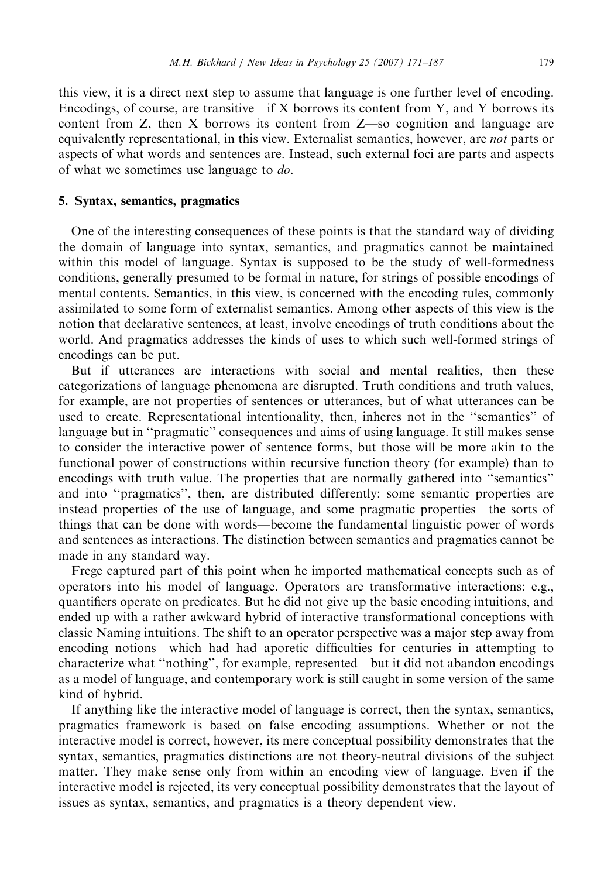this view, it is a direct next step to assume that language is one further level of encoding. Encodings, of course, are transitive—if X borrows its content from Y, and Y borrows its content from Z, then X borrows its content from Z—so cognition and language are equivalently representational, in this view. Externalist semantics, however, are *not* parts or aspects of what words and sentences are. Instead, such external foci are parts and aspects of what we sometimes use language to *do*.

## 5. Syntax, semantics, pragmatics

One of the interesting consequences of these points is that the standard way of dividing the domain of language into syntax, semantics, and pragmatics cannot be maintained within this model of language. Syntax is supposed to be the study of well-formedness conditions, generally presumed to be formal in nature, for strings of possible encodings of mental contents. Semantics, in this view, is concerned with the encoding rules, commonly assimilated to some form of externalist semantics. Among other aspects of this view is the notion that declarative sentences, at least, involve encodings of truth conditions about the world. And pragmatics addresses the kinds of uses to which such well-formed strings of encodings can be put.

But if utterances are interactions with social and mental realities, then these categorizations of language phenomena are disrupted. Truth conditions and truth values, for example, are not properties of sentences or utterances, but of what utterances can be used to create. Representational intentionality, then, inheres not in the "semantics" of language but in "pragmatic" consequences and aims of using language. It still makes sense to consider the interactive power of sentence forms, but those will be more akin to the functional power of constructions within recursive function theory (for example) than to encodings with truth value. The properties that are normally gathered into "semantics" and into "pragmatics", then, are distributed differently: some semantic properties are instead properties of the use of language, and some pragmatic properties—the sorts of things that can be done with words—become the fundamental linguistic power of words and sentences as interactions. The distinction between semantics and pragmatics cannot be made in any standard way.

Frege captured part of this point when he imported mathematical concepts such as of operators into his model of language. Operators are transformative interactions: e.g., quantifiers operate on predicates. But he did not give up the basic encoding intuitions, and ended up with a rather awkward hybrid of interactive transformational conceptions with classic Naming intuitions. The shift to an operator perspective was a major step away from encoding notions—which had had aporetic difficulties for centuries in attempting to characterize what "nothing", for example, represented—but it did not abandon encodings as a model of language, and contemporary work is still caught in some version of the same kind of hybrid.

If anything like the interactive model of language is correct, then the syntax, semantics, pragmatics framework is based on false encoding assumptions. Whether or not the interactive model is correct, however, its mere conceptual possibility demonstrates that the syntax, semantics, pragmatics distinctions are not theory-neutral divisions of the subject matter. They make sense only from within an encoding view of language. Even if the interactive model is rejected, its very conceptual possibility demonstrates that the layout of issues as syntax, semantics, and pragmatics is a theory dependent view.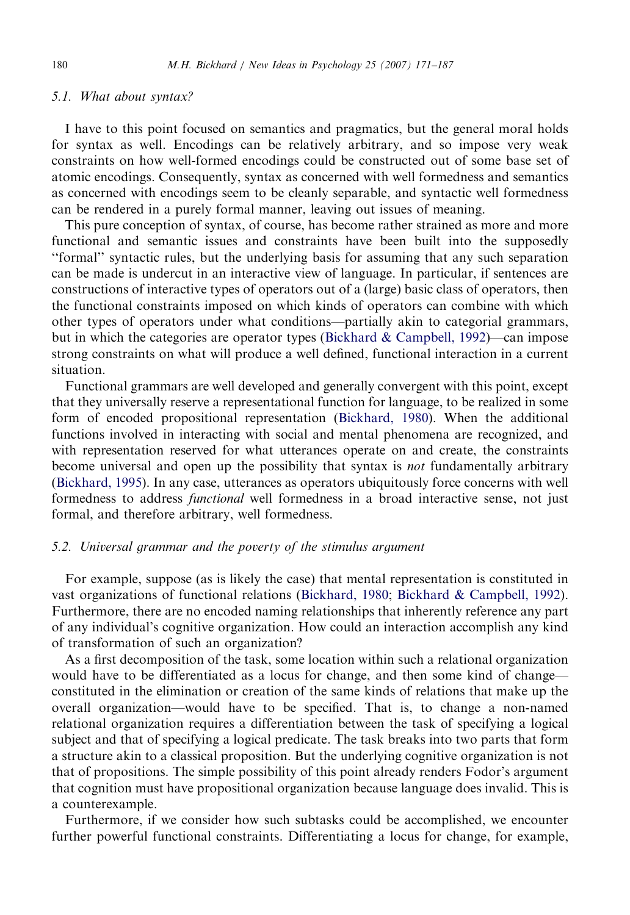### 5.1. What about syntax?

I have to this point focused on semantics and pragmatics, but the general moral holds for syntax as well. Encodings can be relatively arbitrary, and so impose very weak constraints on how well-formed encodings could be constructed out of some base set of atomic encodings. Consequently, syntax as concerned with well formedness and semantics as concerned with encodings seem to be cleanly separable, and syntactic well formedness can be rendered in a purely formal manner, leaving out issues of meaning.

This pure conception of syntax, of course, has become rather strained as more and more functional and semantic issues and constraints have been built into the supposedly "formal" syntactic rules, but the underlying basis for assuming that any such separation can be made is undercut in an interactive view of language. In particular, if sentences are constructions of interactive types of operators out of a (large) basic class of operators, then the functional constraints imposed on which kinds of operators can combine with which other types of operators under what conditions—partially akin to categorial grammars, but in which the categories are operator types (Bickhard & Campbell, 1992)—can impose strong constraints on what will produce a well defined, functional interaction in a current situation.

Functional grammars are well developed and generally convergent with this point, except that they universally reserve a representational function for language, to be realized in some form of encoded propositional representation (Bickhard, 1980). When the additional functions involved in interacting with social and mental phenomena are recognized, and with representation reserved for what utterances operate on and create, the constraints become universal and open up the possibility that syntax is *not* fundamentally arbitrary (Bickhard, 1995). In any case, utterances as operators ubiquitously force concerns with well formedness to address *functional* well formedness in a broad interactive sense, not just formal, and therefore arbitrary, well formedness.

### 5.2. Universal grammar and the poverty of the stimulus argument

For example, suppose (as is likely the case) that mental representation is constituted in vast organizations of functional relations (Bickhard, 1980; Bickhard & Campbell, 1992). Furthermore, there are no encoded naming relationships that inherently reference any part of any individual's cognitive organization. How could an interaction accomplish any kind of transformation of such an organization?

As a first decomposition of the task, some location within such a relational organization would have to be differentiated as a locus for change, and then some kind of change—constituted in the elimination or creation of the same kinds of relations that make up the overall organization—would have to be specified. That is, to change a non-named relational organization requires a differentiation between the task of specifying a logical subject and that of specifying a logical predicate. The task breaks into two parts that form a structure akin to a classical proposition. But the underlying cognitive organization is not that of propositions. The simple possibility of this point already renders Fodor's argument that cognition must have propositional organization because language does invalid. This is a counterexample.

Furthermore, if we consider how such subtasks could be accomplished, we encounter further powerful functional constraints. Differentiating a locus for change, for example,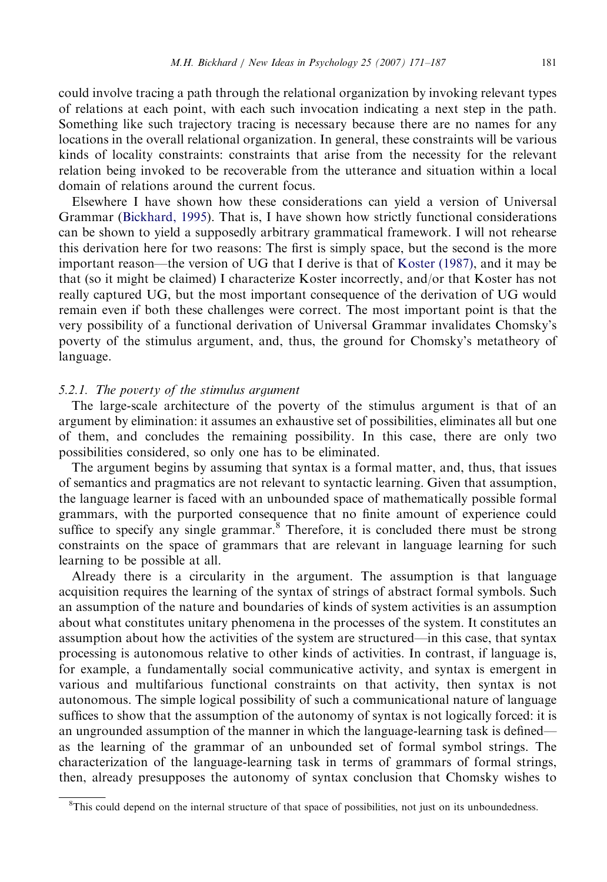could involve tracing a path through the relational organization by invoking relevant types of relations at each point, with each such invocation indicating a next step in the path. Something like such trajectory tracing is necessary because there are no names for any locations in the overall relational organization. In general, these constraints will be various kinds of locality constraints: constraints that arise from the necessity for the relevant relation being invoked to be recoverable from the utterance and situation within a local domain of relations around the current focus.

Elsewhere I have shown how these considerations can yield a version of Universal Grammar (Bickhard, 1995). That is, I have shown how strictly functional considerations can be shown to yield a supposedly arbitrary grammatical framework. I will not rehearse this derivation here for two reasons: The first is simply space, but the second is the more important reason—the version of UG that I derive is that of Koster (1987), and it may be that (so it might be claimed) I characterize Koster incorrectly, and/or that Koster has not really captured UG, but the most important consequence of the derivation of UG would remain even if both these challenges were correct. The most important point is that the very possibility of a functional derivation of Universal Grammar invalidates Chomsky's poverty of the stimulus argument, and, thus, the ground for Chomsky's metatheory of language.

#### 5.2.1. The poverty of the stimulus argument

The large-scale architecture of the poverty of the stimulus argument is that of an argument by elimination: it assumes an exhaustive set of possibilities, eliminates all but one of them, and concludes the remaining possibility. In this case, there are only two possibilities considered, so only one has to be eliminated.

The argument begins by assuming that syntax is a formal matter, and, thus, that issues of semantics and pragmatics are not relevant to syntactic learning. Given that assumption, the language learner is faced with an unbounded space of mathematically possible formal grammars, with the purported consequence that no finite amount of experience could suffice to specify any single grammar.[8] Therefore, it is concluded there must be strong constraints on the space of grammars that are relevant in language learning for such learning to be possible at all.

Already there is a circularity in the argument. The assumption is that language acquisition requires the learning of the syntax of strings of abstract formal symbols. Such an assumption of the nature and boundaries of kinds of system activities is an assumption about what constitutes unitary phenomena in the processes of the system. It constitutes an assumption about how the activities of the system are structured—in this case, that syntax processing is autonomous relative to other kinds of activities. In contrast, if language is, for example, a fundamentally social communicative activity, and syntax is emergent in various and multifarious functional constraints on that activity, then syntax is not autonomous. The simple logical possibility of such a communicational nature of language suffices to show that the assumption of the autonomy of syntax is not logically forced: it is an ungrounded assumption of the manner in which the language-learning task is defined—as the learning of the grammar of an unbounded set of formal symbol strings. The characterization of the language-learning task in terms of grammars of formal strings, then, already presupposes the autonomy of syntax conclusion that Chomsky wishes to

[8] This could depend on the internal structure of that space of possibilities, not just on its unboundedness.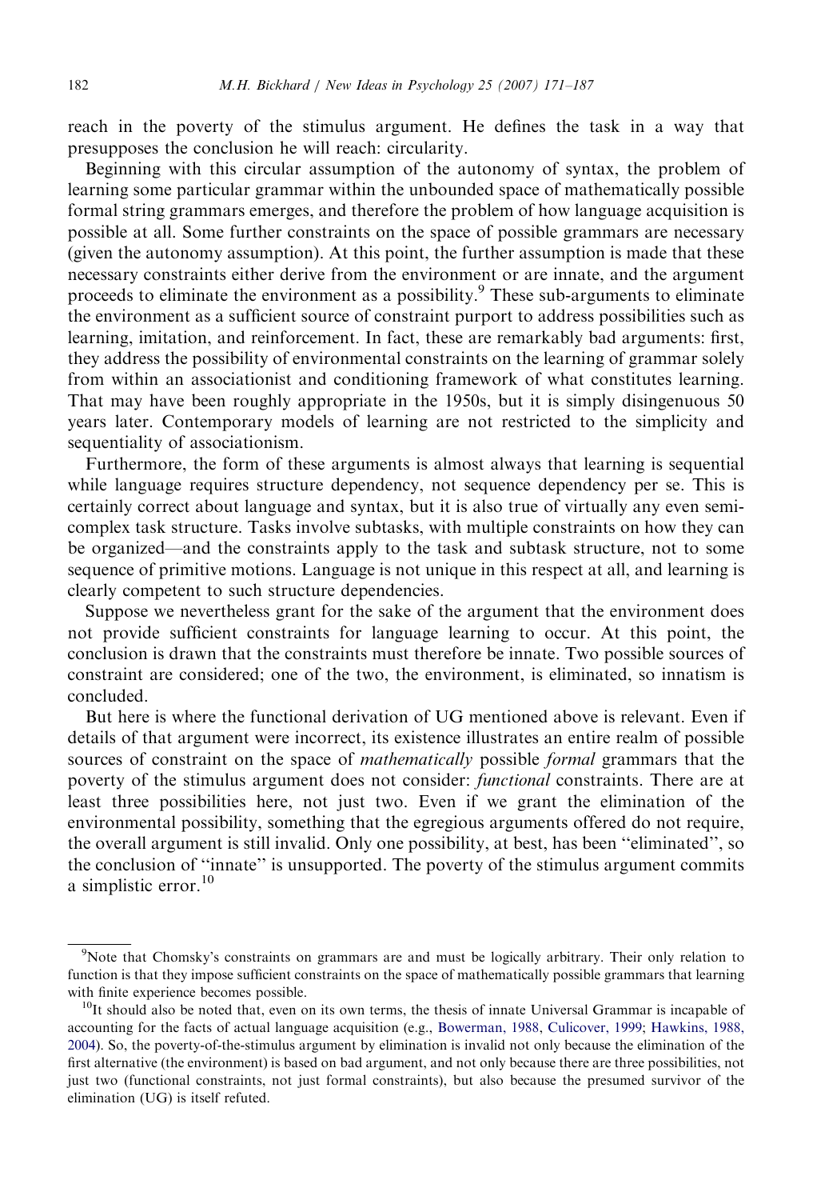reach in the poverty of the stimulus argument. He defines the task in a way that presupposes the conclusion he will reach: circularity.

Beginning with this circular assumption of the autonomy of syntax, the problem of learning some particular grammar within the unbounded space of mathematically possible formal string grammars emerges, and therefore the problem of how language acquisition is possible at all. Some further constraints on the space of possible grammars are necessary (given the autonomy assumption). At this point, the further assumption is made that these necessary constraints either derive from the environment or are innate, and the argument proceeds to eliminate the environment as a possibility.[9] These sub-arguments to eliminate the environment as a sufficient source of constraint purport to address possibilities such as learning, imitation, and reinforcement. In fact, these are remarkably bad arguments: first, they address the possibility of environmental constraints on the learning of grammar solely from within an associationist and conditioning framework of what constitutes learning. That may have been roughly appropriate in the 1950s, but it is simply disingenuous 50 years later. Contemporary models of learning are not restricted to the simplicity and sequentiality of associationism.

Furthermore, the form of these arguments is almost always that learning is sequential while language requires structure dependency, not sequence dependency per se. This is certainly correct about language and syntax, but it is also true of virtually any even semi-complex task structure. Tasks involve subtasks, with multiple constraints on how they can be organized—and the constraints apply to the task and subtask structure, not to some sequence of primitive motions. Language is not unique in this respect at all, and learning is clearly competent to such structure dependencies.

Suppose we nevertheless grant for the sake of the argument that the environment does not provide sufficient constraints for language learning to occur. At this point, the conclusion is drawn that the constraints must therefore be innate. Two possible sources of constraint are considered; one of the two, the environment, is eliminated, so innatism is concluded.

But here is where the functional derivation of UG mentioned above is relevant. Even if details of that argument were incorrect, its existence illustrates an entire realm of possible sources of constraint on the space of *mathematically* possible *formal* grammars that the poverty of the stimulus argument does not consider: *functional* constraints. There are at least three possibilities here, not just two. Even if we grant the elimination of the environmental possibility, something that the egregious arguments offered do not require, the overall argument is still invalid. Only one possibility, at best, has been "eliminated", so the conclusion of "innate" is unsupported. The poverty of the stimulus argument commits a simplistic error.[10]

---

[9] Note that Chomsky's constraints on grammars are and must be logically arbitrary. Their only relation to function is that they impose sufficient constraints on the space of mathematically possible grammars that learning with finite experience becomes possible.

[10] It should also be noted that, even on its own terms, the thesis of innate Universal Grammar is incapable of accounting for the facts of actual language acquisition (e.g., Bowerman, 1988, Culicover, 1999; Hawkins, 1988, 2004). So, the poverty-of-the-stimulus argument by elimination is invalid not only because the elimination of the first alternative (the environment) is based on bad argument, and not only because there are three possibilities, not just two (functional constraints, not just formal constraints), but also because the presumed survivor of the elimination (UG) is itself refuted.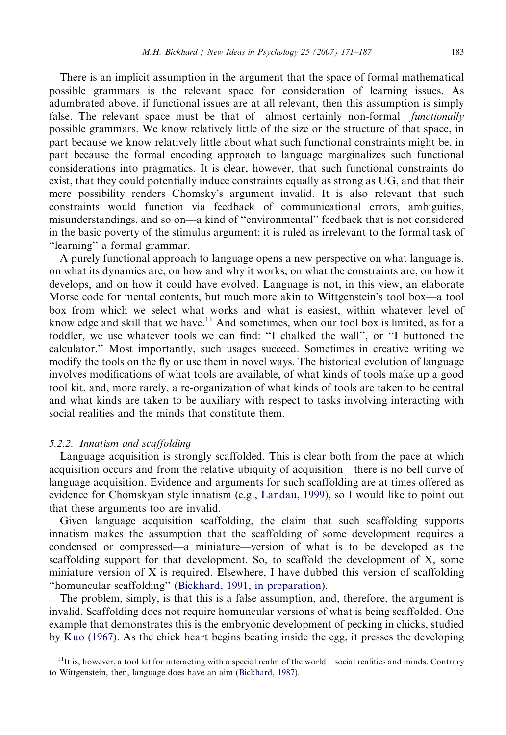There is an implicit assumption in the argument that the space of formal mathematical possible grammars is the relevant space for consideration of learning issues. As adumbrated above, if functional issues are at all relevant, then this assumption is simply false. The relevant space must be that of—almost certainly non-formal—*functionally* possible grammars. We know relatively little of the size or the structure of that space, in part because we know relatively little about what such functional constraints might be, in part because the formal encoding approach to language marginalizes such functional considerations into pragmatics. It is clear, however, that such functional constraints do exist, that they could potentially induce constraints equally as strong as UG, and that their mere possibility renders Chomsky's argument invalid. It is also relevant that such constraints would function via feedback of communicational errors, ambiguities, misunderstandings, and so on—a kind of "environmental" feedback that is not considered in the basic poverty of the stimulus argument: it is ruled as irrelevant to the formal task of "learning" a formal grammar.

A purely functional approach to language opens a new perspective on what language is, on what its dynamics are, on how and why it works, on what the constraints are, on how it develops, and on how it could have evolved. Language is not, in this view, an elaborate Morse code for mental contents, but much more akin to Wittgenstein's tool box—a tool box from which we select what works and what is easiest, within whatever level of knowledge and skill that we have.[11] And sometimes, when our tool box is limited, as for a toddler, we use whatever tools we can find: "I chalked the wall", or "I buttoned the calculator." Most importantly, such usages succeed. Sometimes in creative writing we modify the tools on the fly or use them in novel ways. The historical evolution of language involves modifications of what tools are available, of what kinds of tools make up a good tool kit, and, more rarely, a re-organization of what kinds of tools are taken to be central and what kinds are taken to be auxiliary with respect to tasks involving interacting with social realities and the minds that constitute them.

#### 5.2.2. *Innatism and scaffolding*

Language acquisition is strongly scaffolded. This is clear both from the pace at which acquisition occurs and from the relative ubiquity of acquisition—there is no bell curve of language acquisition. Evidence and arguments for such scaffolding are at times offered as evidence for Chomskyan style innatism (e.g., Landau, 1999), so I would like to point out that these arguments too are invalid.

Given language acquisition scaffolding, the claim that such scaffolding supports innatism makes the assumption that the scaffolding of some development requires a condensed or compressed—a miniature—version of what is to be developed as the scaffolding support for that development. So, to scaffold the development of X, some miniature version of X is required. Elsewhere, I have dubbed this version of scaffolding "homuncular scaffolding" (Bickhard, 1991, in preparation).

The problem, simply, is that this is a false assumption, and, therefore, the argument is invalid. Scaffolding does not require homuncular versions of what is being scaffolded. One example that demonstrates this is the embryonic development of pecking in chicks, studied by Kuo (1967). As the chick heart begins beating inside the egg, it presses the developing

[11] It is, however, a tool kit for interacting with a special realm of the world—social realities and minds. Contrary to Wittgenstein, then, language does have an aim (Bickhard, 1987).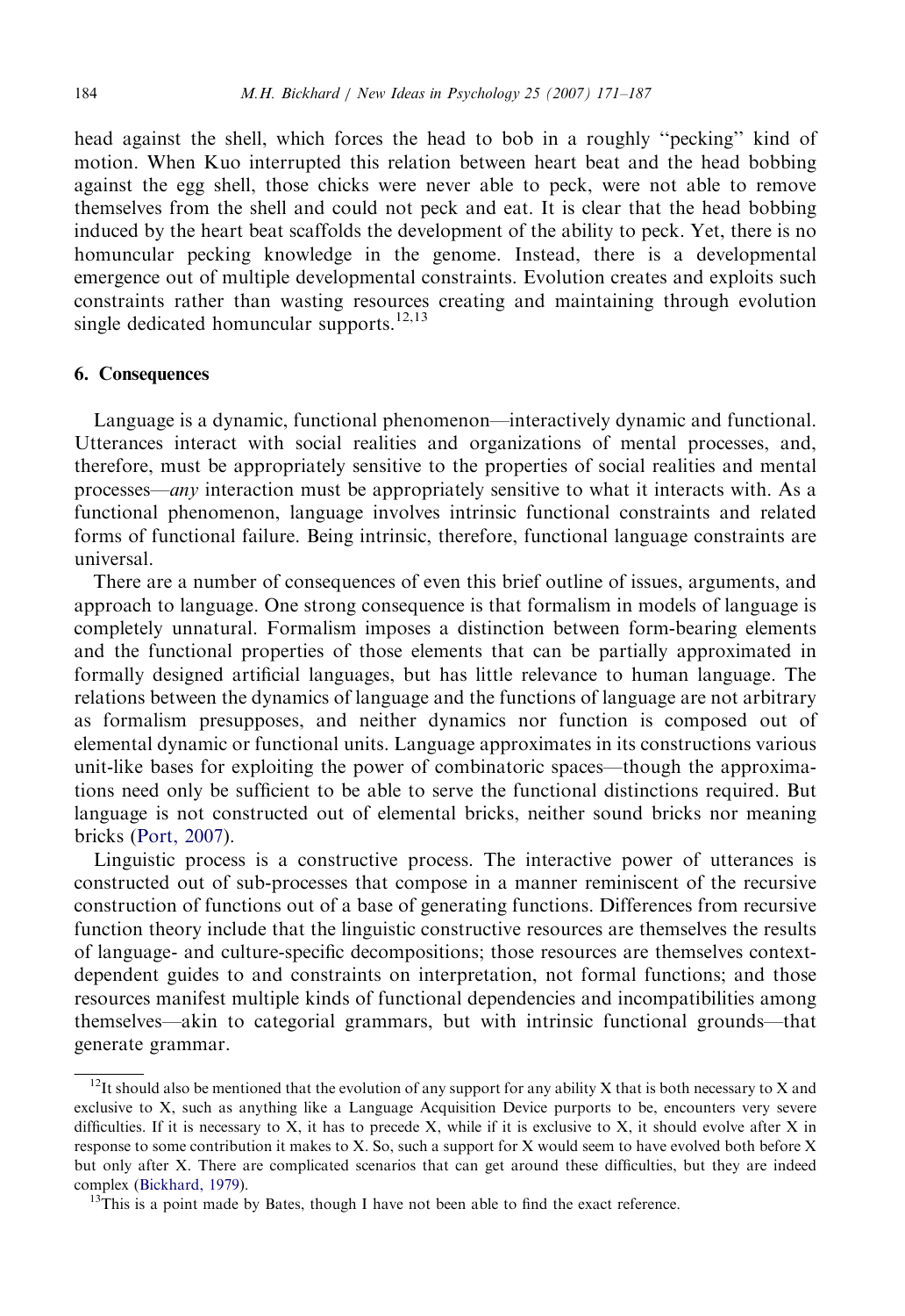head against the shell, which forces the head to bob in a roughly "pecking" kind of motion. When Kuo interrupted this relation between heart beat and the head bobbing against the egg shell, those chicks were never able to peck, were not able to remove themselves from the shell and could not peck and eat. It is clear that the head bobbing induced by the heart beat scaffolds the development of the ability to peck. Yet, there is no homuncular pecking knowledge in the genome. Instead, there is a developmental emergence out of multiple developmental constraints. Evolution creates and exploits such constraints rather than wasting resources creating and maintaining through evolution single dedicated homuncular supports.[12,13]

## 6. Consequences

Language is a dynamic, functional phenomenon—interactively dynamic and functional. Utterances interact with social realities and organizations of mental processes, and, therefore, must be appropriately sensitive to the properties of social realities and mental processes—*any* interaction must be appropriately sensitive to what it interacts with. As a functional phenomenon, language involves intrinsic functional constraints and related forms of functional failure. Being intrinsic, therefore, functional language constraints are universal.

There are a number of consequences of even this brief outline of issues, arguments, and approach to language. One strong consequence is that formalism in models of language is completely unnatural. Formalism imposes a distinction between form-bearing elements and the functional properties of those elements that can be partially approximated in formally designed artificial languages, but has little relevance to human language. The relations between the dynamics of language and the functions of language are not arbitrary as formalism presupposes, and neither dynamics nor function is composed out of elemental dynamic or functional units. Language approximates in its constructions various unit-like bases for exploiting the power of combinatoric spaces—though the approximations need only be sufficient to be able to serve the functional distinctions required. But language is not constructed out of elemental bricks, neither sound bricks nor meaning bricks (Port, 2007).

Linguistic process is a constructive process. The interactive power of utterances is constructed out of sub-processes that compose in a manner reminiscent of the recursive construction of functions out of a base of generating functions. Differences from recursive function theory include that the linguistic constructive resources are themselves the results of language- and culture-specific decompositions; those resources are themselves context-dependent guides to and constraints on interpretation, not formal functions; and those resources manifest multiple kinds of functional dependencies and incompatibilities among themselves—akin to categorial grammars, but with intrinsic functional grounds—that generate grammar.

[12] It should also be mentioned that the evolution of any support for any ability X that is both necessary to X and exclusive to X, such as anything like a Language Acquisition Device purports to be, encounters very severe difficulties. If it is necessary to X, it has to precede X, while if it is exclusive to X, it should evolve after X in response to some contribution it makes to X. So, such a support for X would seem to have evolved both before X but only after X. There are complicated scenarios that can get around these difficulties, but they are indeed complex (Bickhard, 1979).

[13] This is a point made by Bates, though I have not been able to find the exact reference.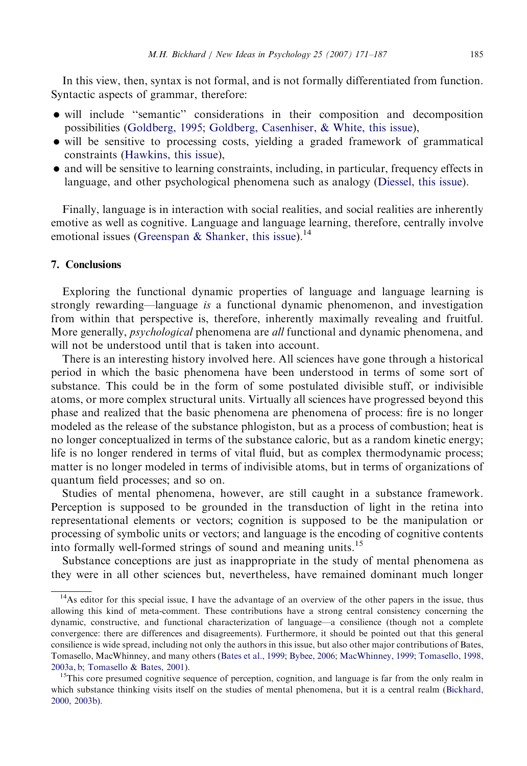In this view, then, syntax is not formal, and is not formally differentiated from function. Syntactic aspects of grammar, therefore:

- will include "semantic" considerations in their composition and decomposition possibilities (Goldberg, 1995; Goldberg, Casenhiser, & White, this issue),
- will be sensitive to processing costs, yielding a graded framework of grammatical constraints (Hawkins, this issue),
- and will be sensitive to learning constraints, including, in particular, frequency effects in language, and other psychological phenomena such as analogy (Diessel, this issue).

Finally, language is in interaction with social realities, and social realities are inherently emotive as well as cognitive. Language and language learning, therefore, centrally involve emotional issues (Greenspan & Shanker, this issue).[14]

## 7. Conclusions

Exploring the functional dynamic properties of language and language learning is strongly rewarding—language *is* a functional dynamic phenomenon, and investigation from within that perspective is, therefore, inherently maximally revealing and fruitful. More generally, *psychological* phenomena are *all* functional and dynamic phenomena, and will not be understood until that is taken into account.

There is an interesting history involved here. All sciences have gone through a historical period in which the basic phenomena have been understood in terms of some sort of substance. This could be in the form of some postulated divisible stuff, or indivisible atoms, or more complex structural units. Virtually all sciences have progressed beyond this phase and realized that the basic phenomena are phenomena of process: fire is no longer modeled as the release of the substance phlogiston, but as a process of combustion; heat is no longer conceptualized in terms of the substance caloric, but as a random kinetic energy; life is no longer rendered in terms of vital fluid, but as complex thermodynamic process; matter is no longer modeled in terms of indivisible atoms, but in terms of organizations of quantum field processes; and so on.

Studies of mental phenomena, however, are still caught in a substance framework. Perception is supposed to be grounded in the transduction of light in the retina into representational elements or vectors; cognition is supposed to be the manipulation or processing of symbolic units or vectors; and language is the encoding of cognitive contents into formally well-formed strings of sound and meaning units.[15]

Substance conceptions are just as inappropriate in the study of mental phenomena as they were in all other sciences but, nevertheless, have remained dominant much longer

[14] As editor for this special issue, I have the advantage of an overview of the other papers in the issue, thus allowing this kind of meta-comment. These contributions have a strong central consistency concerning the dynamic, constructive, and functional characterization of language—a consilience (though not a complete convergence: there are differences and disagreements). Furthermore, it should be pointed out that this general consilience is wide spread, including not only the authors in this issue, but also other major contributions of Bates, Tomasello, MacWhinney, and many others (Bates et al., 1999; Bybee, 2006; MacWhinney, 1999; Tomasello, 1998, 2003a, b; Tomasello & Bates, 2001).

[15] This core presumed cognitive sequence of perception, cognition, and language is far from the only realm in which substance thinking visits itself on the studies of mental phenomena, but it is a central realm (Bickhard, 2000, 2003b).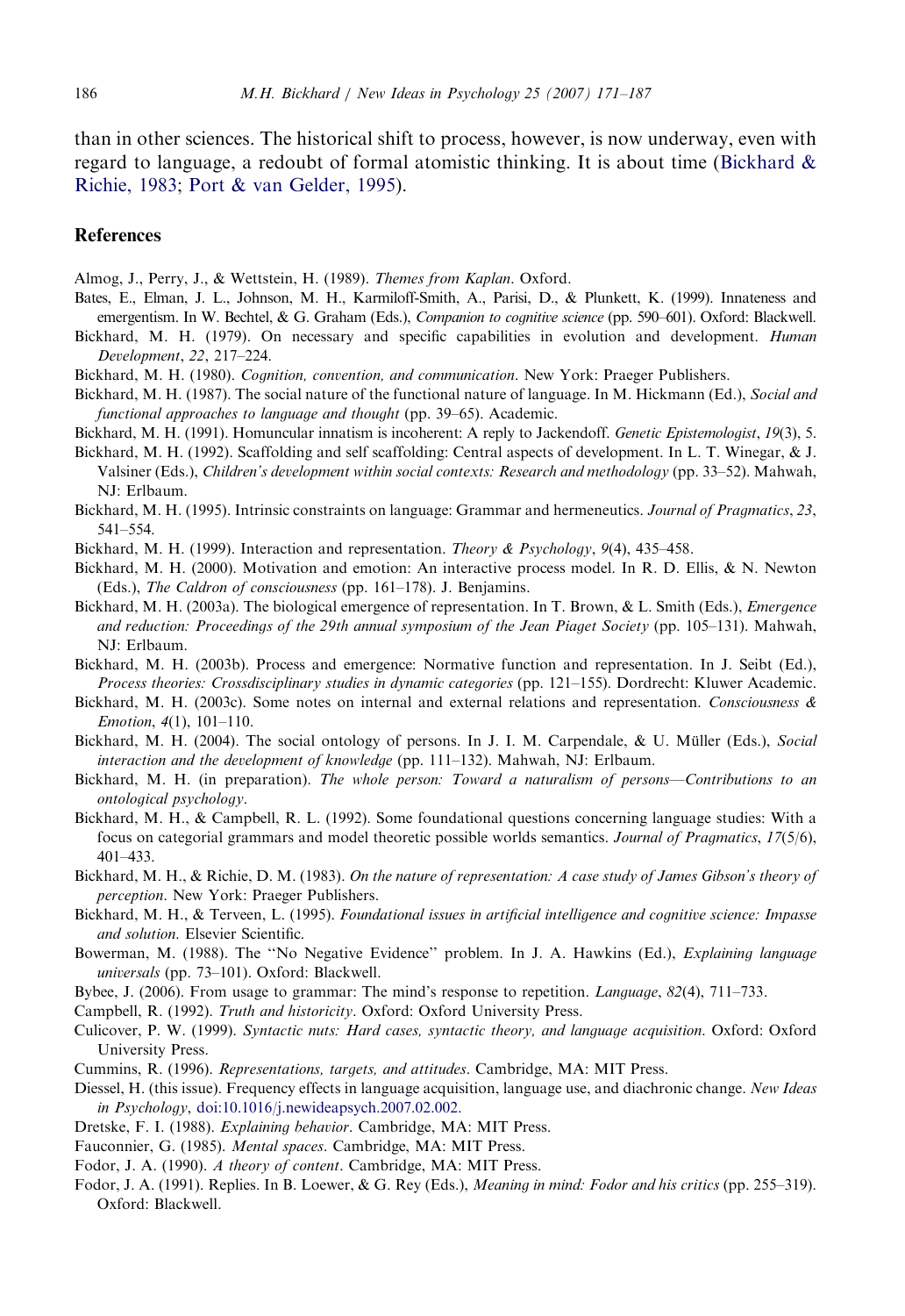than in other sciences. The historical shift to process, however, is now underway, even with regard to language, a redoubt of formal atomistic thinking. It is about time (Bickhard & Richie, 1983; Port & van Gelder, 1995).

## References

Almog, J., Perry, J., & Wettstein, H. (1989). *Themes from Kaplan*. Oxford.

Bates, E., Elman, J. L., Johnson, M. H., Karmiloff-Smith, A., Parisi, D., & Plunkett, K. (1999). Innateness and emergentism. In W. Bechtel, & G. Graham (Eds.), *Companion to cognitive science* (pp. 590–601). Oxford: Blackwell.

Bickhard, M. H. (1979). On necessary and specific capabilities in evolution and development. *Human Development*, *22*, 217–224.

Bickhard, M. H. (1980). *Cognition, convention, and communication*. New York: Praeger Publishers.

Bickhard, M. H. (1987). The social nature of the functional nature of language. In M. Hickmann (Ed.), *Social and functional approaches to language and thought* (pp. 39–65). Academic.

Bickhard, M. H. (1991). Homuncular innatism is incoherent: A reply to Jackendoff. *Genetic Epistemologist*, *19*(3), 5.

Bickhard, M. H. (1992). Scaffolding and self scaffolding: Central aspects of development. In L. T. Winegar, & J. Valsiner (Eds.), *Children's development within social contexts: Research and methodology* (pp. 33–52). Mahwah, NJ: Erlbaum.

Bickhard, M. H. (1995). Intrinsic constraints on language: Grammar and hermeneutics. *Journal of Pragmatics*, *23*, 541–554.

Bickhard, M. H. (1999). Interaction and representation. *Theory & Psychology*, *9*(4), 435–458.

Bickhard, M. H. (2000). Motivation and emotion: An interactive process model. In R. D. Ellis, & N. Newton (Eds.), *The Caldron of consciousness* (pp. 161–178). J. Benjamins.

Bickhard, M. H. (2003a). The biological emergence of representation. In T. Brown, & L. Smith (Eds.), *Emergence and reduction: Proceedings of the 29th annual symposium of the Jean Piaget Society* (pp. 105–131). Mahwah, NJ: Erlbaum.

Bickhard, M. H. (2003b). Process and emergence: Normative function and representation. In J. Seibt (Ed.), *Process theories: Crossdisciplinary studies in dynamic categories* (pp. 121–155). Dordrecht: Kluwer Academic.

Bickhard, M. H. (2003c). Some notes on internal and external relations and representation. *Consciousness & Emotion*, *4*(1), 101–110.

Bickhard, M. H. (2004). The social ontology of persons. In J. I. M. Carpendale, & U. Müller (Eds.), *Social interaction and the development of knowledge* (pp. 111–132). Mahwah, NJ: Erlbaum.

Bickhard, M. H. (in preparation). *The whole person: Toward a naturalism of persons—Contributions to an ontological psychology*.

Bickhard, M. H., & Campbell, R. L. (1992). Some foundational questions concerning language studies: With a focus on categorial grammars and model theoretic possible worlds semantics. *Journal of Pragmatics*, *17*(5/6), 401–433.

Bickhard, M. H., & Richie, D. M. (1983). *On the nature of representation: A case study of James Gibson's theory of perception*. New York: Praeger Publishers.

Bickhard, M. H., & Terveen, L. (1995). *Foundational issues in artificial intelligence and cognitive science: Impasse and solution*. Elsevier Scientific.

Bowerman, M. (1988). The "No Negative Evidence" problem. In J. A. Hawkins (Ed.), *Explaining language universals* (pp. 73–101). Oxford: Blackwell.

Bybee, J. (2006). From usage to grammar: The mind's response to repetition. *Language*, *82*(4), 711–733.

Campbell, R. (1992). *Truth and historicity*. Oxford: Oxford University Press.

Culicover, P. W. (1999). *Syntactic nuts: Hard cases, syntactic theory, and language acquisition*. Oxford: Oxford University Press.

Cummins, R. (1996). *Representations, targets, and attitudes*. Cambridge, MA: MIT Press.

Diessel, H. (this issue). Frequency effects in language acquisition, language use, and diachronic change. *New Ideas in Psychology*, doi:10.1016/j.newideapsych.2007.02.002.

Dretske, F. I. (1988). *Explaining behavior*. Cambridge, MA: MIT Press.

Fauconnier, G. (1985). *Mental spaces*. Cambridge, MA: MIT Press.

Fodor, J. A. (1990). *A theory of content*. Cambridge, MA: MIT Press.

Fodor, J. A. (1991). Replies. In B. Loewer, & G. Rey (Eds.), *Meaning in mind: Fodor and his critics* (pp. 255–319). Oxford: Blackwell.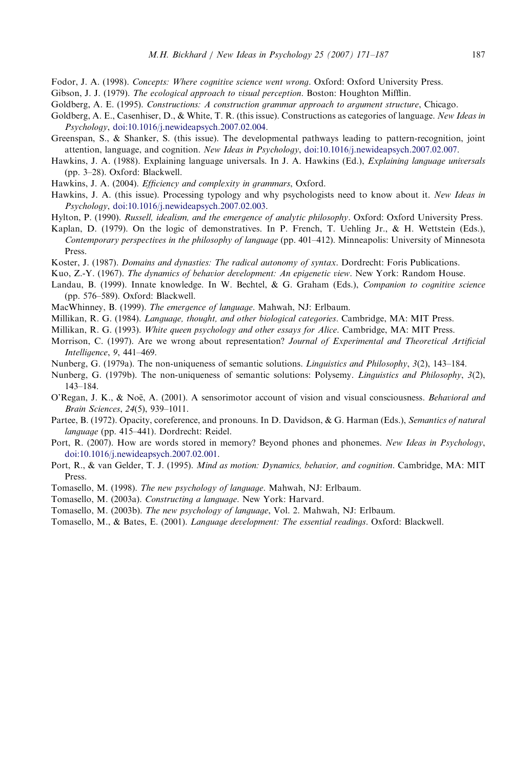Fodor, J. A. (1998). *Concepts: Where cognitive science went wrong*. Oxford: Oxford University Press.

Gibson, J. J. (1979). *The ecological approach to visual perception*. Boston: Houghton Mifflin.

Goldberg, A. E. (1995). *Constructions: A construction grammar approach to argument structure*, Chicago.

Goldberg, A. E., Casenhiser, D., & White, T. R. (this issue). Constructions as categories of language. *New Ideas in Psychology*, doi:10.1016/j.newideapsych.2007.02.004.

Greenspan, S., & Shanker, S. (this issue). The developmental pathways leading to pattern-recognition, joint attention, language, and cognition. *New Ideas in Psychology*, doi:10.1016/j.newideapsych.2007.02.007.

Hawkins, J. A. (1988). Explaining language universals. In J. A. Hawkins (Ed.), *Explaining language universals* (pp. 3–28). Oxford: Blackwell.

Hawkins, J. A. (2004). *Efficiency and complexity in grammars*, Oxford.

Hawkins, J. A. (this issue). Processing typology and why psychologists need to know about it. *New Ideas in Psychology*, doi:10.1016/j.newideapsych.2007.02.003.

Hylton, P. (1990). *Russell, idealism, and the emergence of analytic philosophy*. Oxford: Oxford University Press.

Kaplan, D. (1979). On the logic of demonstratives. In P. French, T. Uehling Jr., & H. Wettstein (Eds.), *Contemporary perspectives in the philosophy of language* (pp. 401–412). Minneapolis: University of Minnesota Press.

Koster, J. (1987). *Domains and dynasties: The radical autonomy of syntax*. Dordrecht: Foris Publications.

Kuo, Z.-Y. (1967). *The dynamics of behavior development: An epigenetic view*. New York: Random House.

Landau, B. (1999). Innate knowledge. In W. Bechtel, & G. Graham (Eds.), *Companion to cognitive science* (pp. 576–589). Oxford: Blackwell.

MacWhinney, B. (1999). *The emergence of language*. Mahwah, NJ: Erlbaum.

Millikan, R. G. (1984). *Language, thought, and other biological categories*. Cambridge, MA: MIT Press.

Millikan, R. G. (1993). *White queen psychology and other essays for Alice*. Cambridge, MA: MIT Press.

Morrison, C. (1997). Are we wrong about representation? *Journal of Experimental and Theoretical Artificial Intelligence*, *9*, 441–469.

Nunberg, G. (1979a). The non-uniqueness of semantic solutions. *Linguistics and Philosophy*, *3*(2), 143–184.

Nunberg, G. (1979b). The non-uniqueness of semantic solutions: Polysemy. *Linguistics and Philosophy*, *3*(2), 143–184.

O'Regan, J. K., & Noë, A. (2001). A sensorimotor account of vision and visual consciousness. *Behavioral and Brain Sciences*, *24*(5), 939–1011.

Partee, B. (1972). Opacity, coreference, and pronouns. In D. Davidson, & G. Harman (Eds.), *Semantics of natural language* (pp. 415–441). Dordrecht: Reidel.

Port, R. (2007). How are words stored in memory? Beyond phones and phonemes. *New Ideas in Psychology*, doi:10.1016/j.newideapsych.2007.02.001.

Port, R., & van Gelder, T. J. (1995). *Mind as motion: Dynamics, behavior, and cognition*. Cambridge, MA: MIT Press.

Tomasello, M. (1998). *The new psychology of language*. Mahwah, NJ: Erlbaum.

Tomasello, M. (2003a). *Constructing a language*. New York: Harvard.

Tomasello, M. (2003b). *The new psychology of language*, Vol. 2. Mahwah, NJ: Erlbaum.

Tomasello, M., & Bates, E. (2001). *Language development: The essential readings*. Oxford: Blackwell.